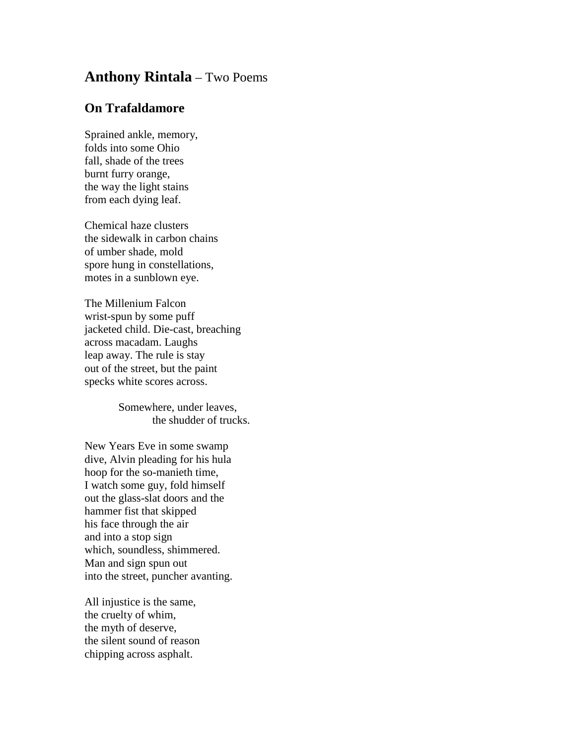## **Anthony Rintala** – Two Poems

### On Trafaldamore

Sprained ankle, memory,  
folds into some Ohio  
fall, shade of the trees  
burnt furry orange,  
the way the light stains  
from each dying leaf.

Chemical haze clusters  
the sidewalk in carbon chains  
of umber shade, mold  
spore hung in constellations,  
motes in a sunblown eye.

The Millenium Falcon  
wrist-spun by some puff  
jacketed child. Die-cast, breaching  
across macadam. Laughs  
leap away. The rule is stay  
out of the street, but the paint  
specks white scores across.

&emsp;&emsp;&emsp;&emsp;Somewhere, under leaves,  
&emsp;&emsp;&emsp;&emsp;&emsp;&emsp;the shudder of trucks.

New Years Eve in some swamp  
dive, Alvin pleading for his hula  
hoop for the so-manieth time,  
I watch some guy, fold himself  
out the glass-slat doors and the  
hammer fist that skipped  
his face through the air  
and into a stop sign  
which, soundless, shimmered.  
Man and sign spun out  
into the street, puncher avanting.

All injustice is the same,  
the cruelty of whim,  
the myth of deserve,  
the silent sound of reason  
chipping across asphalt.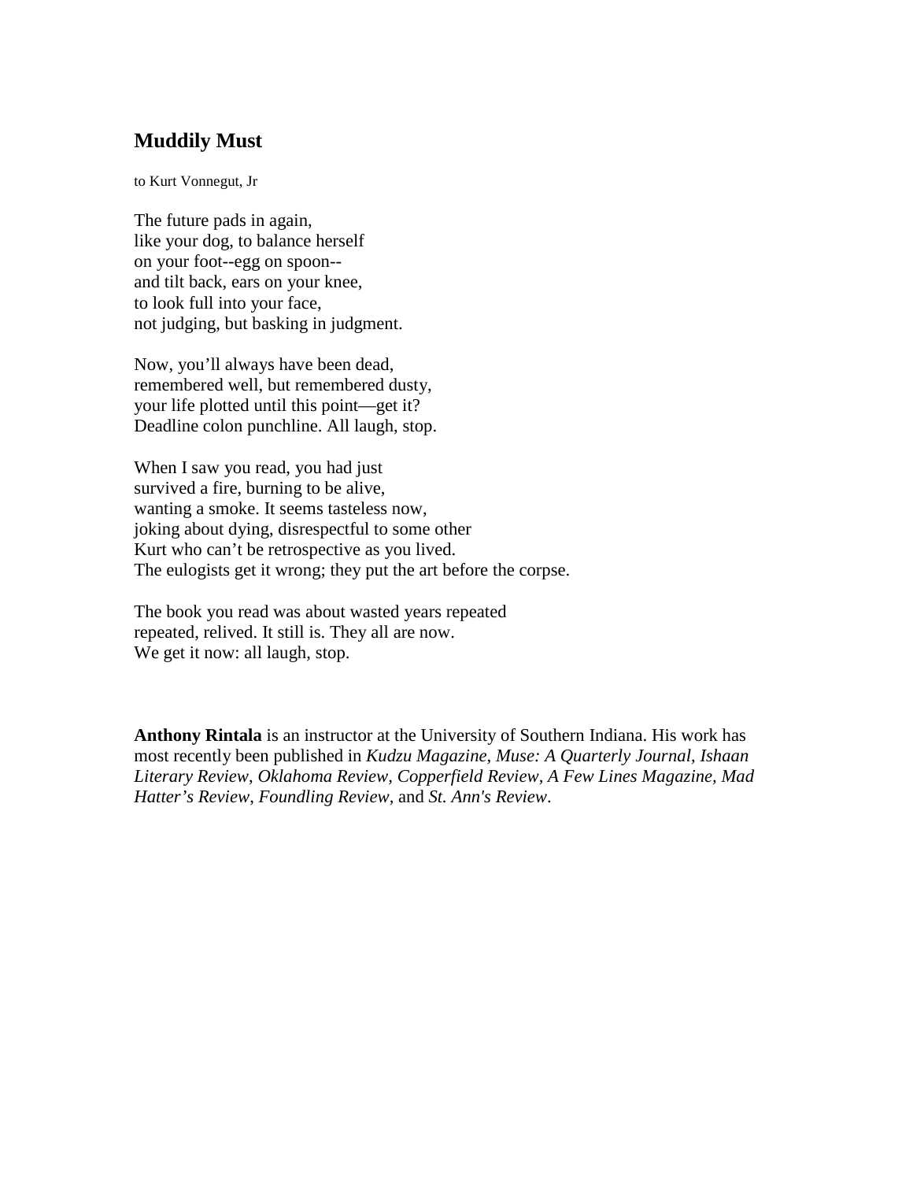## Muddily Must

to Kurt Vonnegut, Jr

The future pads in again,  
like your dog, to balance herself  
on your foot--egg on spoon--  
and tilt back, ears on your knee,  
to look full into your face,  
not judging, but basking in judgment.

Now, you'll always have been dead,  
remembered well, but remembered dusty,  
your life plotted until this point—get it?  
Deadline colon punchline. All laugh, stop.

When I saw you read, you had just  
survived a fire, burning to be alive,  
wanting a smoke. It seems tasteless now,  
joking about dying, disrespectful to some other  
Kurt who can't be retrospective as you lived.  
The eulogists get it wrong; they put the art before the corpse.

The book you read was about wasted years repeated  
repeated, relived. It still is. They all are now.  
We get it now: all laugh, stop.

**Anthony Rintala** is an instructor at the University of Southern Indiana. His work has most recently been published in *Kudzu Magazine*, *Muse: A Quarterly Journal*, *Ishaan Literary Review*, *Oklahoma Review*, *Copperfield Review, A Few Lines Magazine, Mad Hatter's Review*, *Foundling Review*, and *St. Ann's Review*.